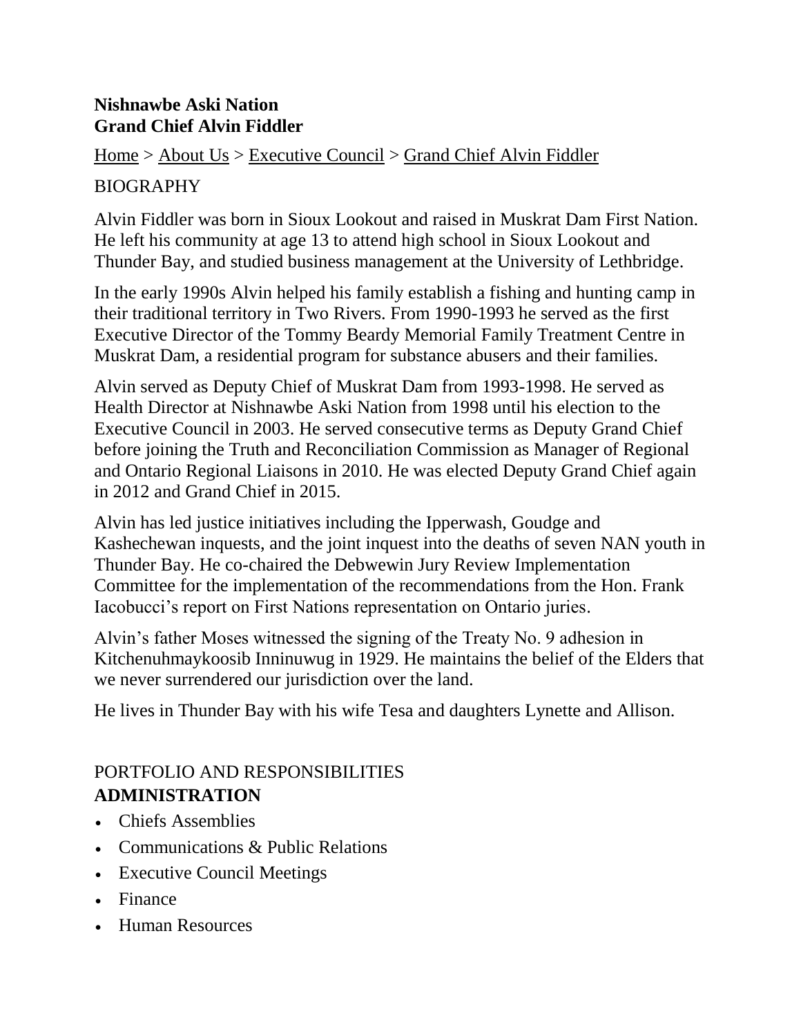**Nishnawbe Aski Nation**
**Grand Chief Alvin Fiddler**

Home > About Us > Executive Council > Grand Chief Alvin Fiddler

BIOGRAPHY

Alvin Fiddler was born in Sioux Lookout and raised in Muskrat Dam First Nation. He left his community at age 13 to attend high school in Sioux Lookout and Thunder Bay, and studied business management at the University of Lethbridge.

In the early 1990s Alvin helped his family establish a fishing and hunting camp in their traditional territory in Two Rivers. From 1990-1993 he served as the first Executive Director of the Tommy Beardy Memorial Family Treatment Centre in Muskrat Dam, a residential program for substance abusers and their families.

Alvin served as Deputy Chief of Muskrat Dam from 1993-1998. He served as Health Director at Nishnawbe Aski Nation from 1998 until his election to the Executive Council in 2003. He served consecutive terms as Deputy Grand Chief before joining the Truth and Reconciliation Commission as Manager of Regional and Ontario Regional Liaisons in 2010. He was elected Deputy Grand Chief again in 2012 and Grand Chief in 2015.

Alvin has led justice initiatives including the Ipperwash, Goudge and Kashechewan inquests, and the joint inquest into the deaths of seven NAN youth in Thunder Bay. He co-chaired the Debwewin Jury Review Implementation Committee for the implementation of the recommendations from the Hon. Frank Iacobucci's report on First Nations representation on Ontario juries.

Alvin's father Moses witnessed the signing of the Treaty No. 9 adhesion in Kitchenuhmaykoosib Inninuwug in 1929. He maintains the belief of the Elders that we never surrendered our jurisdiction over the land.

He lives in Thunder Bay with his wife Tesa and daughters Lynette and Allison.

PORTFOLIO AND RESPONSIBILITIES

**ADMINISTRATION**

- Chiefs Assemblies
- Communications & Public Relations
- Executive Council Meetings
- Finance
- Human Resources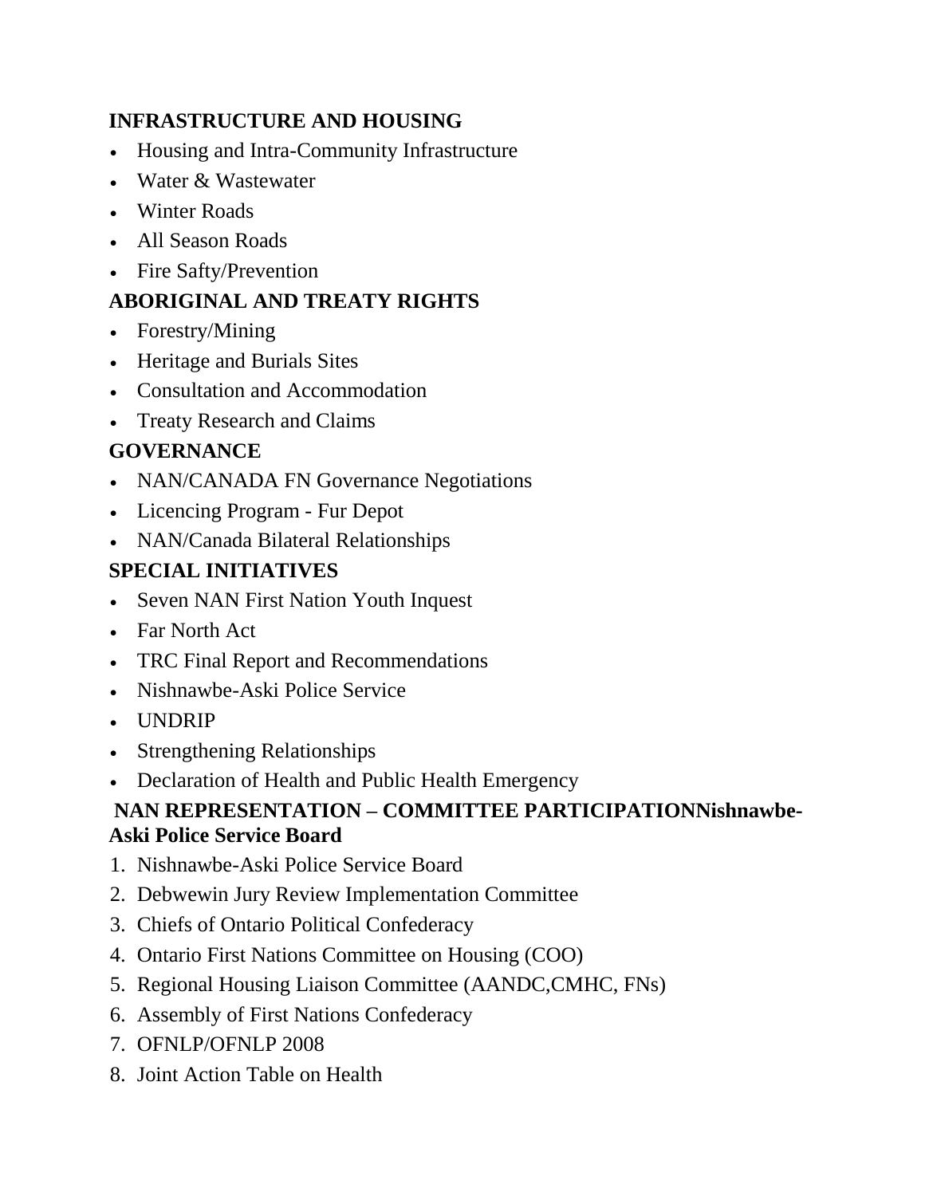**INFRASTRUCTURE AND HOUSING**

- Housing and Intra-Community Infrastructure
- Water & Wastewater
- Winter Roads
- All Season Roads
- Fire Safty/Prevention

**ABORIGINAL AND TREATY RIGHTS**

- Forestry/Mining
- Heritage and Burials Sites
- Consultation and Accommodation
- Treaty Research and Claims

**GOVERNANCE**

- NAN/CANADA FN Governance Negotiations
- Licencing Program - Fur Depot
- NAN/Canada Bilateral Relationships

**SPECIAL INITIATIVES**

- Seven NAN First Nation Youth Inquest
- Far North Act
- TRC Final Report and Recommendations
- Nishnawbe-Aski Police Service
- UNDRIP
- Strengthening Relationships
- Declaration of Health and Public Health Emergency

**NAN REPRESENTATION – COMMITTEE PARTICIPATIONNishnawbe-Aski Police Service Board**

1. Nishnawbe-Aski Police Service Board
2. Debwewin Jury Review Implementation Committee
3. Chiefs of Ontario Political Confederacy
4. Ontario First Nations Committee on Housing (COO)
5. Regional Housing Liaison Committee (AANDC,CMHC, FNs)
6. Assembly of First Nations Confederacy
7. OFNLP/OFNLP 2008
8. Joint Action Table on Health